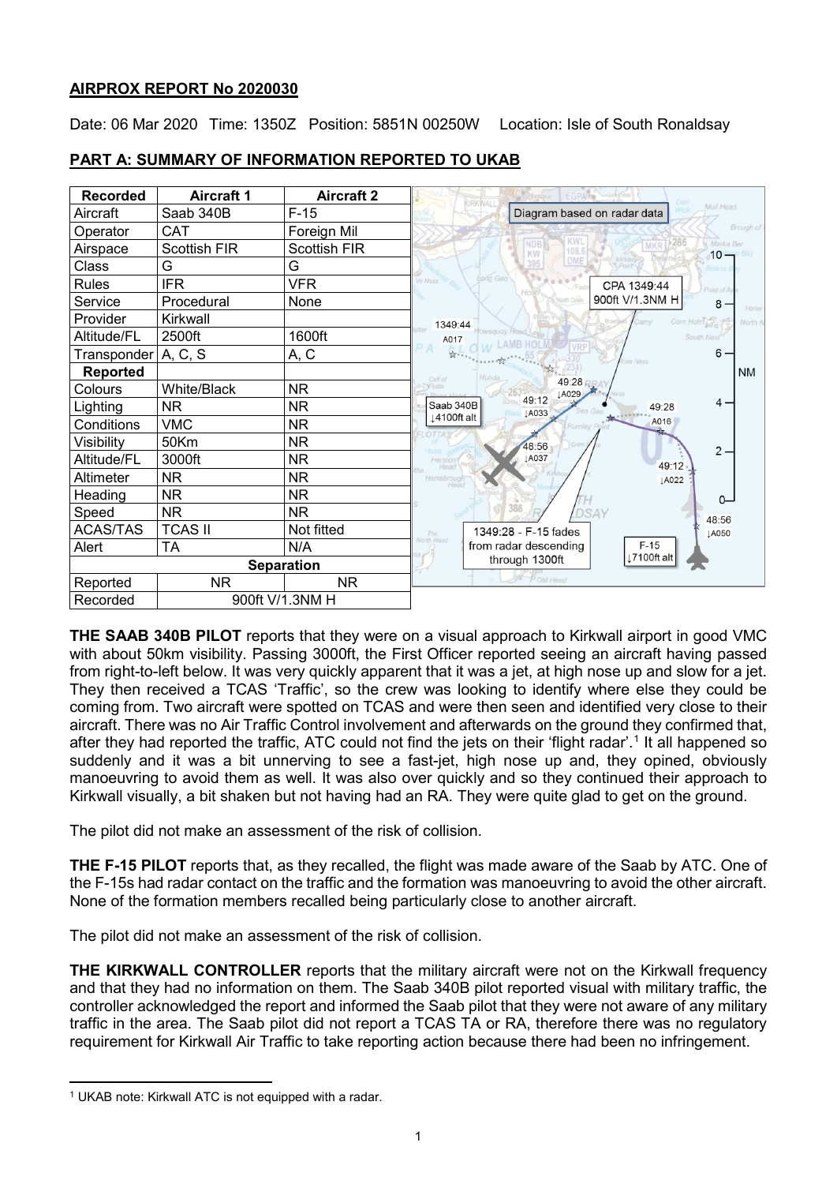**AIRPROX REPORT No 2020030**

Date: 06 Mar 2020 Time: 1350Z Position: 5851N 00250W Location: Isle of South Ronaldsay

**PART A: SUMMARY OF INFORMATION REPORTED TO UKAB**

| Recorded | Aircraft 1 | Aircraft 2 |
|---|---|---|
| Aircraft | Saab 340B | F-15 |
| Operator | CAT | Foreign Mil |
| Airspace | Scottish FIR | Scottish FIR |
| Class | G | G |
| Rules | IFR | VFR |
| Service | Procedural | None |
| Provider | Kirkwall | |
| Altitude/FL | 2500ft | 1600ft |
| Transponder | A, C, S | A, C |
| **Reported** | | |
| Colours | White/Black | NR |
| Lighting | NR | NR |
| Conditions | VMC | NR |
| Visibility | 50Km | NR |
| Altitude/FL | 3000ft | NR |
| Altimeter | NR | NR |
| Heading | NR | NR |
| Speed | NR | NR |
| ACAS/TAS | TCAS II | Not fitted |
| Alert | TA | N/A |
| **Separation** | | |
| Reported | NR | NR |
| Recorded | 900ft V/1.3NM H | |

**THE SAAB 340B PILOT** reports that they were on a visual approach to Kirkwall airport in good VMC with about 50km visibility. Passing 3000ft, the First Officer reported seeing an aircraft having passed from right-to-left below. It was very quickly apparent that it was a jet, at high nose up and slow for a jet. They then received a TCAS 'Traffic', so the crew was looking to identify where else they could be coming from. Two aircraft were spotted on TCAS and were then seen and identified very close to their aircraft. There was no Air Traffic Control involvement and afterwards on the ground they confirmed that, after they had reported the traffic, ATC could not find the jets on their 'flight radar'.[1] It all happened so suddenly and it was a bit unnerving to see a fast-jet, high nose up and, they opined, obviously manoeuvring to avoid them as well. It was also over quickly and so they continued their approach to Kirkwall visually, a bit shaken but not having had an RA. They were quite glad to get on the ground.

The pilot did not make an assessment of the risk of collision.

**THE F-15 PILOT** reports that, as they recalled, the flight was made aware of the Saab by ATC. One of the F-15s had radar contact on the traffic and the formation was manoeuvring to avoid the other aircraft. None of the formation members recalled being particularly close to another aircraft.

The pilot did not make an assessment of the risk of collision.

**THE KIRKWALL CONTROLLER** reports that the military aircraft were not on the Kirkwall frequency and that they had no information on them. The Saab 340B pilot reported visual with military traffic, the controller acknowledged the report and informed the Saab pilot that they were not aware of any military traffic in the area. The Saab pilot did not report a TCAS TA or RA, therefore there was no regulatory requirement for Kirkwall Air Traffic to take reporting action because there had been no infringement.

[1] UKAB note: Kirkwall ATC is not equipped with a radar.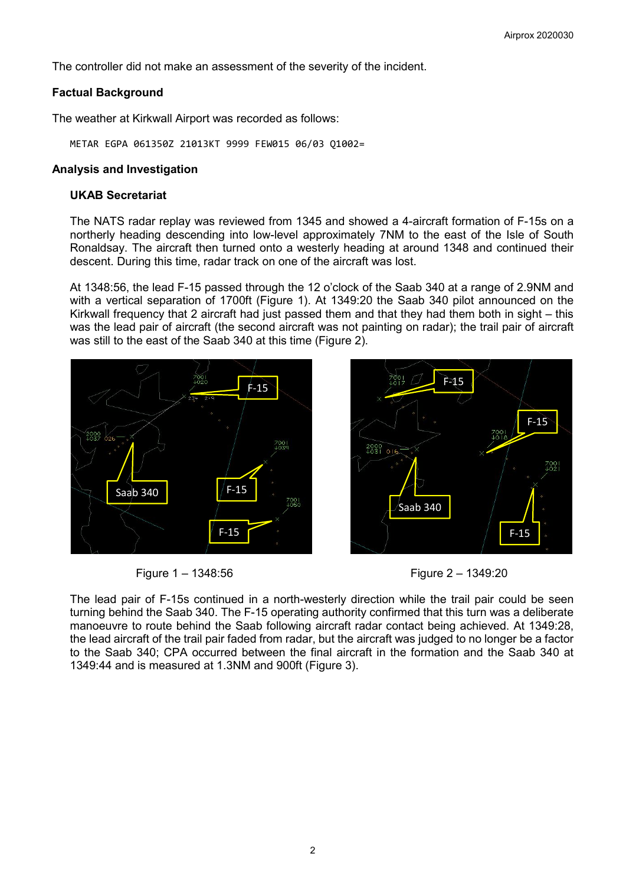The controller did not make an assessment of the severity of the incident.

## Factual Background

The weather at Kirkwall Airport was recorded as follows:

```
METAR EGPA 061350Z 21013KT 9999 FEW015 06/03 Q1002=
```

## Analysis and Investigation

### UKAB Secretariat

The NATS radar replay was reviewed from 1345 and showed a 4-aircraft formation of F-15s on a northerly heading descending into low-level approximately 7NM to the east of the Isle of South Ronaldsay. The aircraft then turned onto a westerly heading at around 1348 and continued their descent. During this time, radar track on one of the aircraft was lost.

At 1348:56, the lead F-15 passed through the 12 o'clock of the Saab 340 at a range of 2.9NM and with a vertical separation of 1700ft (Figure 1). At 1349:20 the Saab 340 pilot announced on the Kirkwall frequency that 2 aircraft had just passed them and that they had them both in sight – this was the lead pair of aircraft (the second aircraft was not painting on radar); the trail pair of aircraft was still to the east of the Saab 340 at this time (Figure 2).

Figure 1 – 1348:56

Figure 2 – 1349:20

The lead pair of F-15s continued in a north-westerly direction while the trail pair could be seen turning behind the Saab 340. The F-15 operating authority confirmed that this turn was a deliberate manoeuvre to route behind the Saab following aircraft radar contact being achieved. At 1349:28, the lead aircraft of the trail pair faded from radar, but the aircraft was judged to no longer be a factor to the Saab 340; CPA occurred between the final aircraft in the formation and the Saab 340 at 1349:44 and is measured at 1.3NM and 900ft (Figure 3).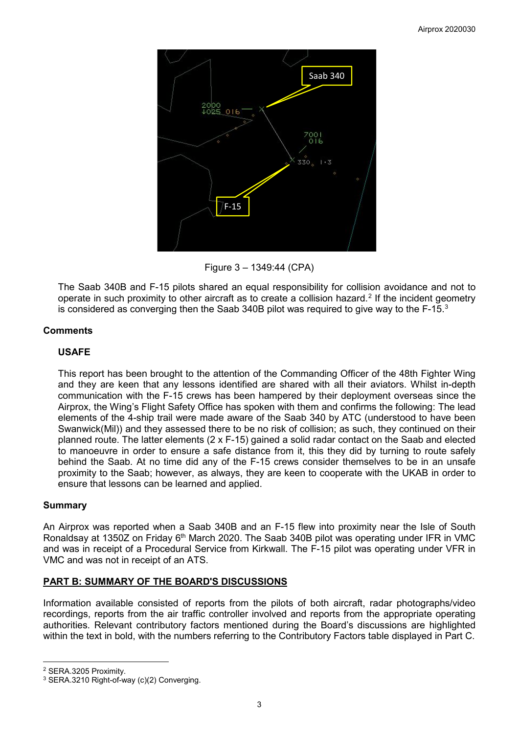Figure 3 – 1349:44 (CPA)

The Saab 340B and F-15 pilots shared an equal responsibility for collision avoidance and not to operate in such proximity to other aircraft as to create a collision hazard.[2] If the incident geometry is considered as converging then the Saab 340B pilot was required to give way to the F-15.[3]

## Comments

### USAFE

This report has been brought to the attention of the Commanding Officer of the 48th Fighter Wing and they are keen that any lessons identified are shared with all their aviators. Whilst in-depth communication with the F-15 crews has been hampered by their deployment overseas since the Airprox, the Wing's Flight Safety Office has spoken with them and confirms the following: The lead elements of the 4-ship trail were made aware of the Saab 340 by ATC (understood to have been Swanwick(Mil)) and they assessed there to be no risk of collision; as such, they continued on their planned route. The latter elements (2 x F-15) gained a solid radar contact on the Saab and elected to manoeuvre in order to ensure a safe distance from it, this they did by turning to route safely behind the Saab. At no time did any of the F-15 crews consider themselves to be in an unsafe proximity to the Saab; however, as always, they are keen to cooperate with the UKAB in order to ensure that lessons can be learned and applied.

## Summary

An Airprox was reported when a Saab 340B and an F-15 flew into proximity near the Isle of South Ronaldsay at 1350Z on Friday 6th March 2020. The Saab 340B pilot was operating under IFR in VMC and was in receipt of a Procedural Service from Kirkwall. The F-15 pilot was operating under VFR in VMC and was not in receipt of an ATS.

## PART B: SUMMARY OF THE BOARD'S DISCUSSIONS

Information available consisted of reports from the pilots of both aircraft, radar photographs/video recordings, reports from the air traffic controller involved and reports from the appropriate operating authorities. Relevant contributory factors mentioned during the Board's discussions are highlighted within the text in bold, with the numbers referring to the Contributory Factors table displayed in Part C.

[2] SERA.3205 Proximity.
[3] SERA.3210 Right-of-way (c)(2) Converging.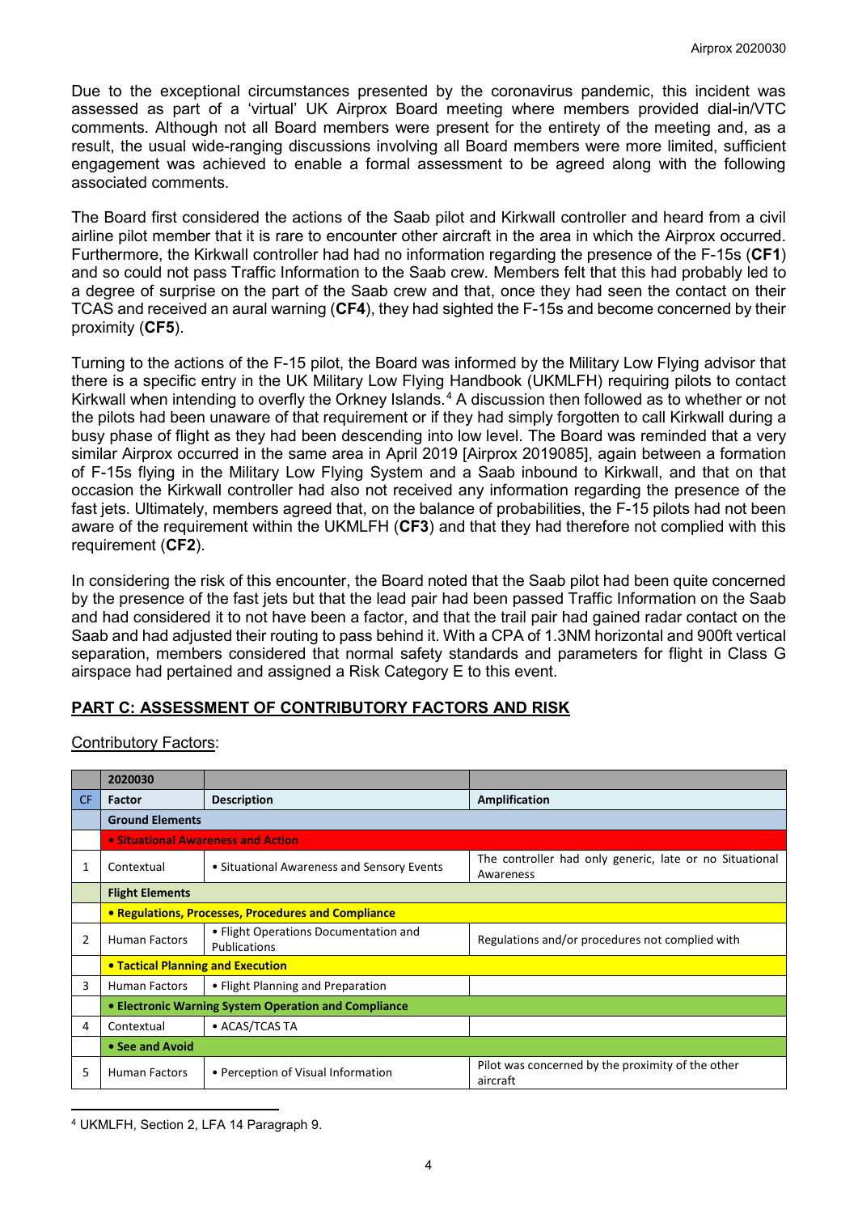Due to the exceptional circumstances presented by the coronavirus pandemic, this incident was assessed as part of a 'virtual' UK Airprox Board meeting where members provided dial-in/VTC comments. Although not all Board members were present for the entirety of the meeting and, as a result, the usual wide-ranging discussions involving all Board members were more limited, sufficient engagement was achieved to enable a formal assessment to be agreed along with the following associated comments.

The Board first considered the actions of the Saab pilot and Kirkwall controller and heard from a civil airline pilot member that it is rare to encounter other aircraft in the area in which the Airprox occurred. Furthermore, the Kirkwall controller had had no information regarding the presence of the F-15s (**CF1**) and so could not pass Traffic Information to the Saab crew. Members felt that this had probably led to a degree of surprise on the part of the Saab crew and that, once they had seen the contact on their TCAS and received an aural warning (**CF4**), they had sighted the F-15s and become concerned by their proximity (**CF5**).

Turning to the actions of the F-15 pilot, the Board was informed by the Military Low Flying advisor that there is a specific entry in the UK Military Low Flying Handbook (UKMLFH) requiring pilots to contact Kirkwall when intending to overfly the Orkney Islands.[4] A discussion then followed as to whether or not the pilots had been unaware of that requirement or if they had simply forgotten to call Kirkwall during a busy phase of flight as they had been descending into low level. The Board was reminded that a very similar Airprox occurred in the same area in April 2019 [Airprox 2019085], again between a formation of F-15s flying in the Military Low Flying System and a Saab inbound to Kirkwall, and that on that occasion the Kirkwall controller had also not received any information regarding the presence of the fast jets. Ultimately, members agreed that, on the balance of probabilities, the F-15 pilots had not been aware of the requirement within the UKMLFH (**CF3**) and that they had therefore not complied with this requirement (**CF2**).

In considering the risk of this encounter, the Board noted that the Saab pilot had been quite concerned by the presence of the fast jets but that the lead pair had been passed Traffic Information on the Saab and had considered it to not have been a factor, and that the trail pair had gained radar contact on the Saab and had adjusted their routing to pass behind it. With a CPA of 1.3NM horizontal and 900ft vertical separation, members considered that normal safety standards and parameters for flight in Class G airspace had pertained and assigned a Risk Category E to this event.

## PART C: ASSESSMENT OF CONTRIBUTORY FACTORS AND RISK

Contributory Factors:

| | 2020030 | | |
|---|---|---|---|
| CF | Factor | Description | Amplification |
| | **Ground Elements** | | |
| | **• Situational Awareness and Action** | | |
| 1 | Contextual | • Situational Awareness and Sensory Events | The controller had only generic, late or no Situational Awareness |
| | **Flight Elements** | | |
| | **• Regulations, Processes, Procedures and Compliance** | | |
| 2 | Human Factors | • Flight Operations Documentation and Publications | Regulations and/or procedures not complied with |
| | **• Tactical Planning and Execution** | | |
| 3 | Human Factors | • Flight Planning and Preparation | |
| | **• Electronic Warning System Operation and Compliance** | | |
| 4 | Contextual | • ACAS/TCAS TA | |
| | **• See and Avoid** | | |
| 5 | Human Factors | • Perception of Visual Information | Pilot was concerned by the proximity of the other aircraft |

[4] UKMLFH, Section 2, LFA 14 Paragraph 9.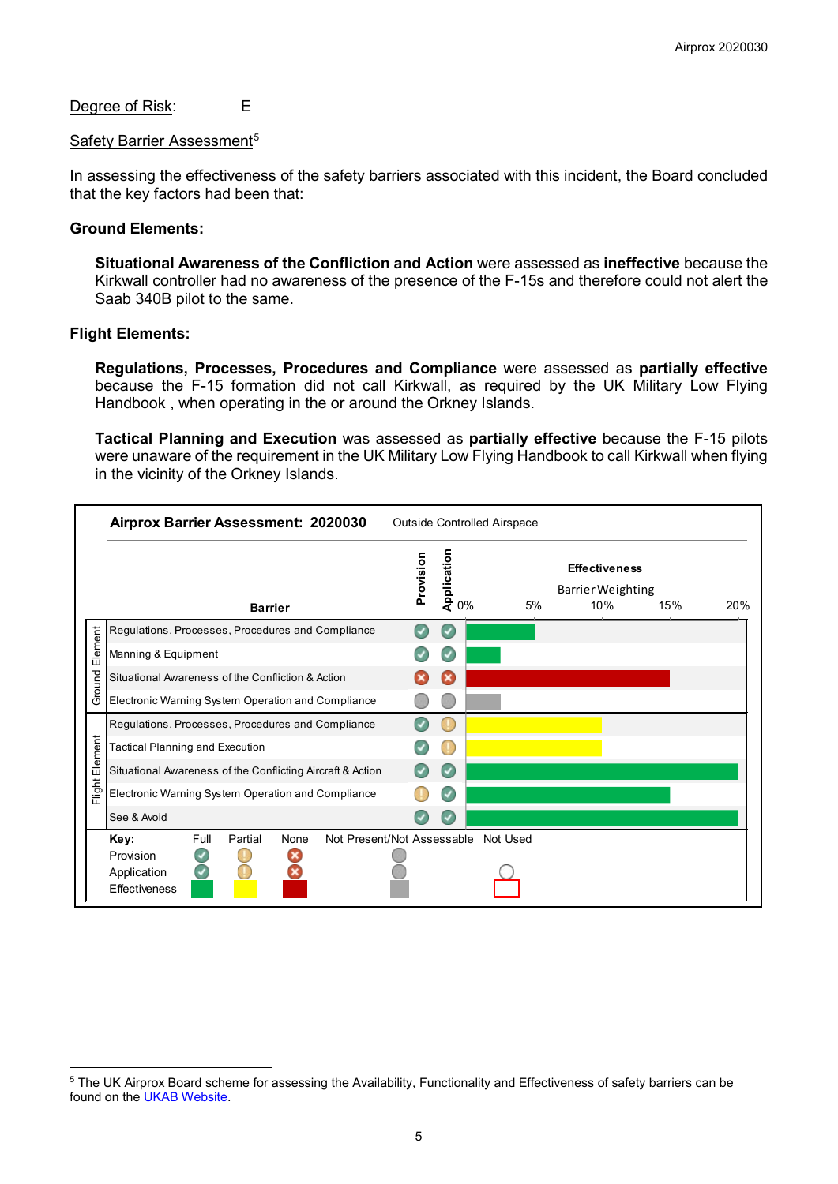Degree of Risk: E

Safety Barrier Assessment[5]

In assessing the effectiveness of the safety barriers associated with this incident, the Board concluded that the key factors had been that:

**Ground Elements:**

**Situational Awareness of the Confliction and Action** were assessed as **ineffective** because the Kirkwall controller had no awareness of the presence of the F-15s and therefore could not alert the Saab 340B pilot to the same.

**Flight Elements:**

**Regulations, Processes, Procedures and Compliance** were assessed as **partially effective** because the F-15 formation did not call Kirkwall, as required by the UK Military Low Flying Handbook , when operating in the or around the Orkney Islands.

**Tactical Planning and Execution** was assessed as **partially effective** because the F-15 pilots were unaware of the requirement in the UK Military Low Flying Handbook to call Kirkwall when flying in the vicinity of the Orkney Islands.

**Airprox Barrier Assessment: 2020030**

Outside Controlled Airspace

Barrier

Provision

Application

Effectiveness

Barrier Weighting

0% 5% 10% 15% 20%

Ground Element

Regulations, Processes, Procedures and Compliance

Manning & Equipment

Situational Awareness of the Confliction & Action

Electronic Warning System Operation and Compliance

Flight Element

Regulations, Processes, Procedures and Compliance

Tactical Planning and Execution

Situational Awareness of the Conflicting Aircraft & Action

Electronic Warning System Operation and Compliance

See & Avoid

Key: Full Partial None Not Present/Not Assessable Not Used

Provision

Application

Effectiveness

---

[5] The UK Airprox Board scheme for assessing the Availability, Functionality and Effectiveness of safety barriers can be found on the UKAB Website.